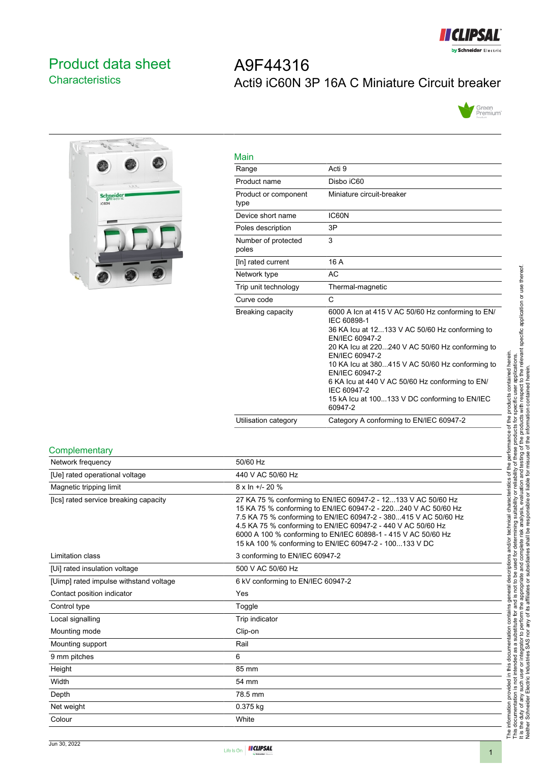# Product data sheet
## Characteristics

# A9F44316
## Acti9 iC60N 3P 16A C Miniature Circuit breaker

### Main

| | |
|---|---|
| Range | Acti 9 |
| Product name | Disbo iC60 |
| Product or component type | Miniature circuit-breaker |
| Device short name | IC60N |
| Poles description | 3P |
| Number of protected poles | 3 |
| [In] rated current | 16 A |
| Network type | AC |
| Trip unit technology | Thermal-magnetic |
| Curve code | C |
| Breaking capacity | 6000 A Icn at 415 V AC 50/60 Hz conforming to EN/IEC 60898-1<br>36 KA Icu at 12...133 V AC 50/60 Hz conforming to EN/IEC 60947-2<br>20 KA Icu at 220...240 V AC 50/60 Hz conforming to EN/IEC 60947-2<br>10 KA Icu at 380...415 V AC 50/60 Hz conforming to EN/IEC 60947-2<br>6 KA Icu at 440 V AC 50/60 Hz conforming to EN/IEC 60947-2<br>15 kA Icu at 100...133 V DC conforming to EN/IEC 60947-2 |
| Utilisation category | Category A conforming to EN/IEC 60947-2 |

### Complementary

| | |
|---|---|
| Network frequency | 50/60 Hz |
| [Ue] rated operational voltage | 440 V AC 50/60 Hz |
| Magnetic tripping limit | 8 x In +/- 20 % |
| [Ics] rated service breaking capacity | 27 KA 75 % conforming to EN/IEC 60947-2 - 12...133 V AC 50/60 Hz<br>15 KA 75 % conforming to EN/IEC 60947-2 - 220...240 V AC 50/60 Hz<br>7.5 KA 75 % conforming to EN/IEC 60947-2 - 380...415 V AC 50/60 Hz<br>4.5 KA 75 % conforming to EN/IEC 60947-2 - 440 V AC 50/60 Hz<br>6000 A 100 % conforming to EN/IEC 60898-1 - 415 V AC 50/60 Hz<br>15 kA 100 % conforming to EN/IEC 60947-2 - 100...133 V DC |
| Limitation class | 3 conforming to EN/IEC 60947-2 |
| [Ui] rated insulation voltage | 500 V AC 50/60 Hz |
| [Uimp] rated impulse withstand voltage | 6 kV conforming to EN/IEC 60947-2 |
| Contact position indicator | Yes |
| Control type | Toggle |
| Local signalling | Trip indicator |
| Mounting mode | Clip-on |
| Mounting support | Rail |
| 9 mm pitches | 6 |
| Height | 85 mm |
| Width | 54 mm |
| Depth | 78.5 mm |
| Net weight | 0.375 kg |
| Colour | White |

The information provided in this documentation contains general descriptions and/or technical characteristics of the performance of the products contained herein.
This documentation is not intended as a substitute for and is not to be used for determining suitability or reliability of these products for specific user applications.
It is the duty of any such user or integrator to perform the appropriate and complete risk analysis, evaluation and testing of the products with respect to the relevant specific application or use thereof.
Neither Schneider Electric Industries SAS nor any of its affiliates or subsidiaries shall be responsible or liable for misuse of the information contained herein.

Jun 30, 2022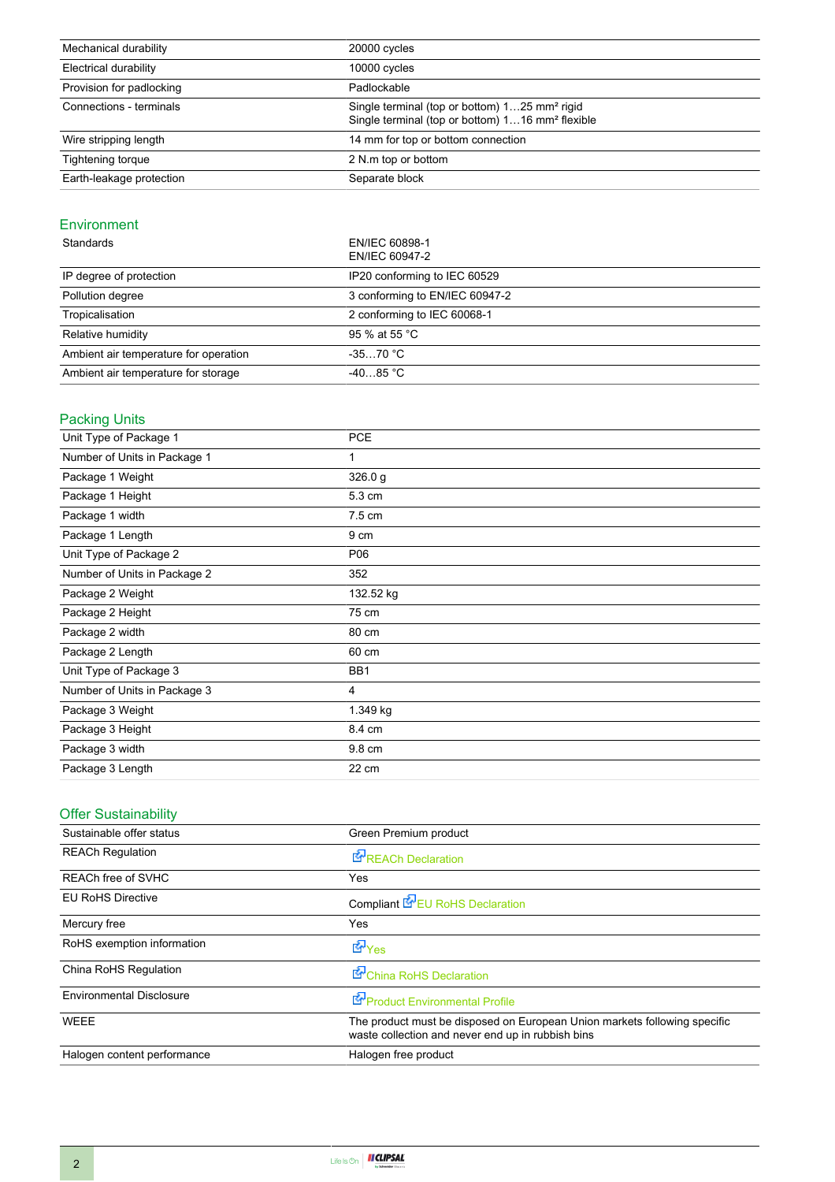| | |
|---|---|
| Mechanical durability | 20000 cycles |
| Electrical durability | 10000 cycles |
| Provision for padlocking | Padlockable |
| Connections - terminals | Single terminal (top or bottom) 1…25 mm² rigid<br>Single terminal (top or bottom) 1…16 mm² flexible |
| Wire stripping length | 14 mm for top or bottom connection |
| Tightening torque | 2 N.m top or bottom |
| Earth-leakage protection | Separate block |

## Environment

| | |
|---|---|
| Standards | EN/IEC 60898-1<br>EN/IEC 60947-2 |
| IP degree of protection | IP20 conforming to IEC 60529 |
| Pollution degree | 3 conforming to EN/IEC 60947-2 |
| Tropicalisation | 2 conforming to IEC 60068-1 |
| Relative humidity | 95 % at 55 °C |
| Ambient air temperature for operation | -35…70 °C |
| Ambient air temperature for storage | -40…85 °C |

## Packing Units

| | |
|---|---|
| Unit Type of Package 1 | PCE |
| Number of Units in Package 1 | 1 |
| Package 1 Weight | 326.0 g |
| Package 1 Height | 5.3 cm |
| Package 1 width | 7.5 cm |
| Package 1 Length | 9 cm |
| Unit Type of Package 2 | P06 |
| Number of Units in Package 2 | 352 |
| Package 2 Weight | 132.52 kg |
| Package 2 Height | 75 cm |
| Package 2 width | 80 cm |
| Package 2 Length | 60 cm |
| Unit Type of Package 3 | BB1 |
| Number of Units in Package 3 | 4 |
| Package 3 Weight | 1.349 kg |
| Package 3 Height | 8.4 cm |
| Package 3 width | 9.8 cm |
| Package 3 Length | 22 cm |

## Offer Sustainability

| | |
|---|---|
| Sustainable offer status | Green Premium product |
| REACh Regulation | REACh Declaration |
| REACh free of SVHC | Yes |
| EU RoHS Directive | Compliant EU RoHS Declaration |
| Mercury free | Yes |
| RoHS exemption information | Yes |
| China RoHS Regulation | China RoHS Declaration |
| Environmental Disclosure | Product Environmental Profile |
| WEEE | The product must be disposed on European Union markets following specific waste collection and never end up in rubbish bins |
| Halogen content performance | Halogen free product |